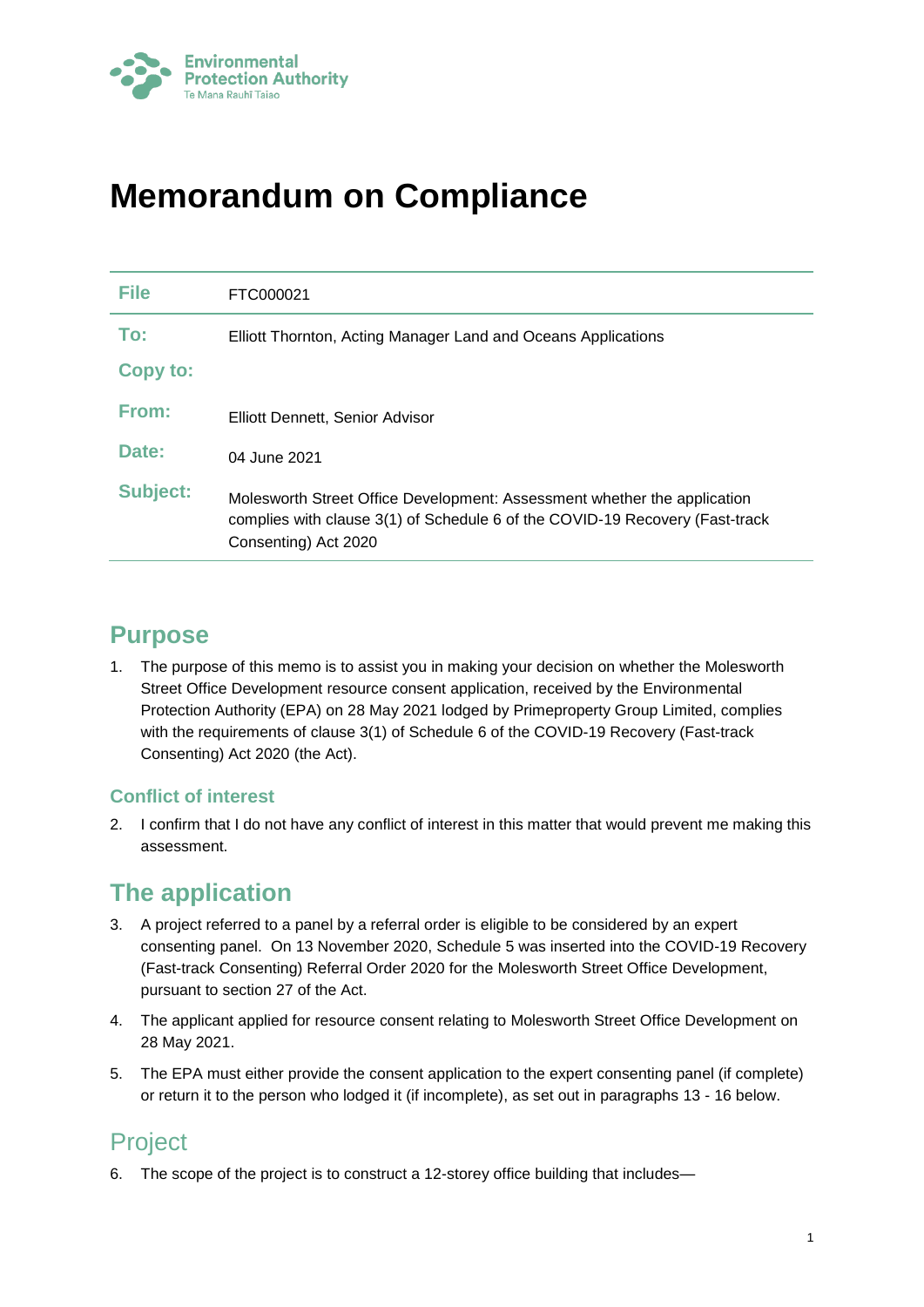Environmental Protection Authority
Te Mana Rauhī Taiao

# Memorandum on Compliance

| File | FTC000021 |
|---|---|
| To: | Elliott Thornton, Acting Manager Land and Oceans Applications |
| Copy to: | |
| From: | Elliott Dennett, Senior Advisor |
| Date: | 04 June 2021 |
| Subject: | Molesworth Street Office Development: Assessment whether the application complies with clause 3(1) of Schedule 6 of the COVID-19 Recovery (Fast-track Consenting) Act 2020 |

## Purpose

1. The purpose of this memo is to assist you in making your decision on whether the Molesworth Street Office Development resource consent application, received by the Environmental Protection Authority (EPA) on 28 May 2021 lodged by Primeproperty Group Limited, complies with the requirements of clause 3(1) of Schedule 6 of the COVID-19 Recovery (Fast-track Consenting) Act 2020 (the Act).

### Conflict of interest

2. I confirm that I do not have any conflict of interest in this matter that would prevent me making this assessment.

## The application

3. A project referred to a panel by a referral order is eligible to be considered by an expert consenting panel. On 13 November 2020, Schedule 5 was inserted into the COVID-19 Recovery (Fast-track Consenting) Referral Order 2020 for the Molesworth Street Office Development, pursuant to section 27 of the Act.
4. The applicant applied for resource consent relating to Molesworth Street Office Development on 28 May 2021.
5. The EPA must either provide the consent application to the expert consenting panel (if complete) or return it to the person who lodged it (if incomplete), as set out in paragraphs 13 - 16 below.

## Project

6. The scope of the project is to construct a 12-storey office building that includes—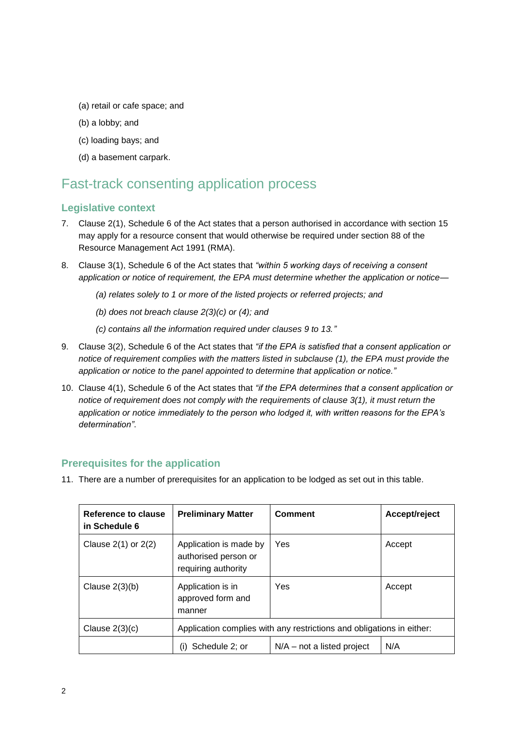(a) retail or cafe space; and

(b) a lobby; and

(c) loading bays; and

(d) a basement carpark.

## Fast-track consenting application process

### Legislative context

7. Clause 2(1), Schedule 6 of the Act states that a person authorised in accordance with section 15 may apply for a resource consent that would otherwise be required under section 88 of the Resource Management Act 1991 (RMA).

8. Clause 3(1), Schedule 6 of the Act states that *"within 5 working days of receiving a consent application or notice of requirement, the EPA must determine whether the application or notice—*

   *(a) relates solely to 1 or more of the listed projects or referred projects; and*

   *(b) does not breach clause 2(3)(c) or (4); and*

   *(c) contains all the information required under clauses 9 to 13."*

9. Clause 3(2), Schedule 6 of the Act states that *"if the EPA is satisfied that a consent application or notice of requirement complies with the matters listed in subclause (1), the EPA must provide the application or notice to the panel appointed to determine that application or notice."*

10. Clause 4(1), Schedule 6 of the Act states that *"if the EPA determines that a consent application or notice of requirement does not comply with the requirements of clause 3(1), it must return the application or notice immediately to the person who lodged it, with written reasons for the EPA's determination"*.

### Prerequisites for the application

11. There are a number of prerequisites for an application to be lodged as set out in this table.

| Reference to clause in Schedule 6 | Preliminary Matter | Comment | Accept/reject |
|---|---|---|---|
| Clause 2(1) or 2(2) | Application is made by authorised person or requiring authority | Yes | Accept |
| Clause 2(3)(b) | Application is in approved form and manner | Yes | Accept |
| Clause 2(3)(c) | Application complies with any restrictions and obligations in either: | | |
| | (i) Schedule 2; or | N/A – not a listed project | N/A |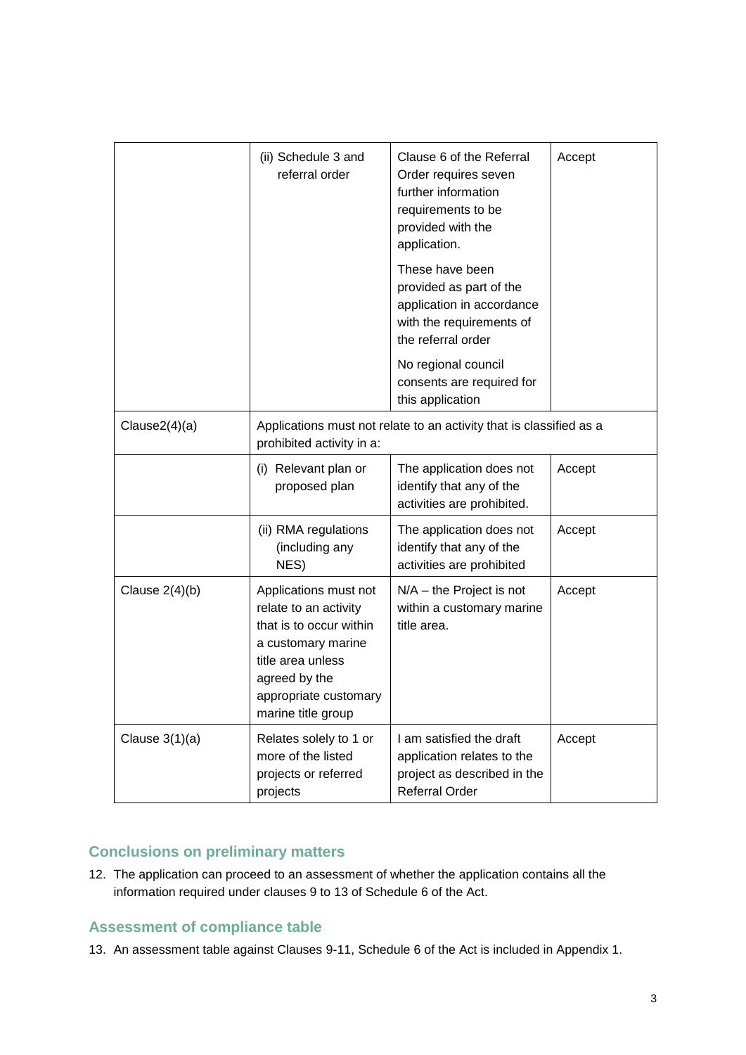| | | | |
|---|---|---|---|
| | (ii) Schedule 3 and referral order | Clause 6 of the Referral Order requires seven further information requirements to be provided with the application.<br><br>These have been provided as part of the application in accordance with the requirements of the referral order<br><br>No regional council consents are required for this application | Accept |
| Clause2(4)(a): | Applications must not relate to an activity that is classified as a prohibited activity in a: | | |
| | (i) Relevant plan or proposed plan | The application does not identify that any of the activities are prohibited. | Accept |
| | (ii) RMA regulations (including any NES) | The application does not identify that any of the activities are prohibited | Accept |
| Clause 2(4)(b) | Applications must not relate to an activity that is to occur within a customary marine title area unless agreed by the appropriate customary marine title group | N/A – the Project is not within a customary marine title area. | Accept |
| Clause 3(1)(a) | Relates solely to 1 or more of the listed projects or referred projects | I am satisfied the draft application relates to the project as described in the Referral Order | Accept |

## Conclusions on preliminary matters

12. The application can proceed to an assessment of whether the application contains all the information required under clauses 9 to 13 of Schedule 6 of the Act.

## Assessment of compliance table

13. An assessment table against Clauses 9-11, Schedule 6 of the Act is included in Appendix 1.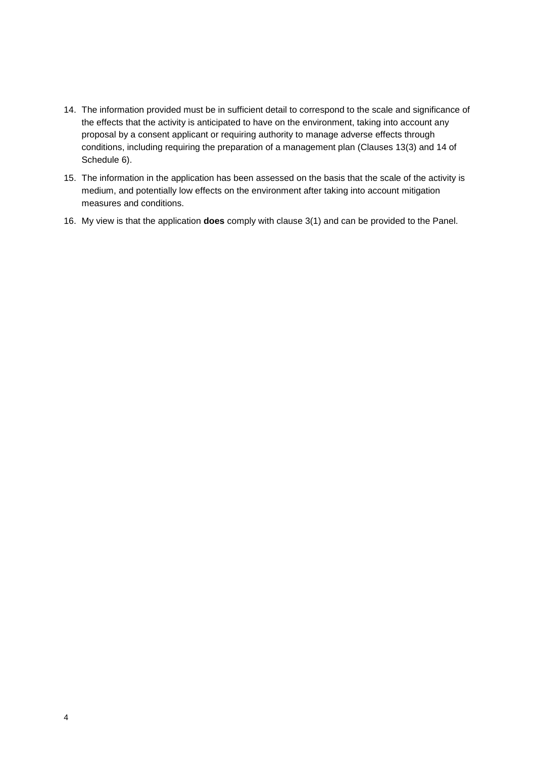14. The information provided must be in sufficient detail to correspond to the scale and significance of the effects that the activity is anticipated to have on the environment, taking into account any proposal by a consent applicant or requiring authority to manage adverse effects through conditions, including requiring the preparation of a management plan (Clauses 13(3) and 14 of Schedule 6).
15. The information in the application has been assessed on the basis that the scale of the activity is medium, and potentially low effects on the environment after taking into account mitigation measures and conditions.
16. My view is that the application **does** comply with clause 3(1) and can be provided to the Panel.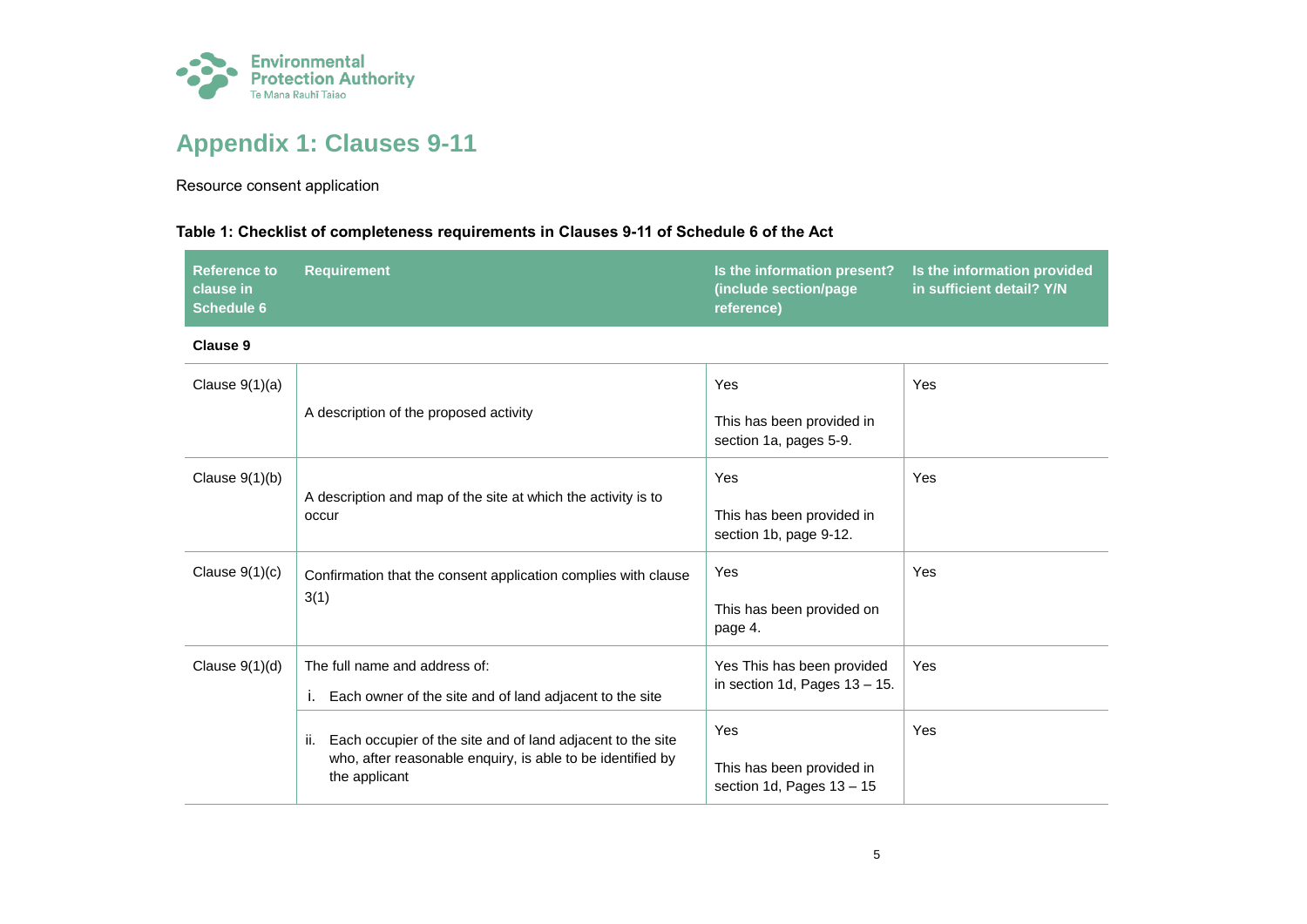# Appendix 1: Clauses 9-11

Resource consent application

**Table 1: Checklist of completeness requirements in Clauses 9-11 of Schedule 6 of the Act**

| Reference to clause in Schedule 6 | Requirement | Is the information present? (include section/page reference) | Is the information provided in sufficient detail? Y/N |
|---|---|---|---|
| **Clause 9** | | | |
| Clause 9(1)(a) | A description of the proposed activity | Yes<br><br>This has been provided in section 1a, pages 5-9. | Yes |
| Clause 9(1)(b) | A description and map of the site at which the activity is to occur | Yes<br><br>This has been provided in section 1b, page 9-12. | Yes |
| Clause 9(1)(c) | Confirmation that the consent application complies with clause 3(1) | Yes<br><br>This has been provided on page 4. | Yes |
| Clause 9(1)(d) | The full name and address of:<br>i. Each owner of the site and of land adjacent to the site | Yes This has been provided in section 1d, Pages 13 – 15. | Yes |
| | ii. Each occupier of the site and of land adjacent to the site who, after reasonable enquiry, is able to be identified by the applicant | Yes<br><br>This has been provided in section 1d, Pages 13 – 15 | Yes |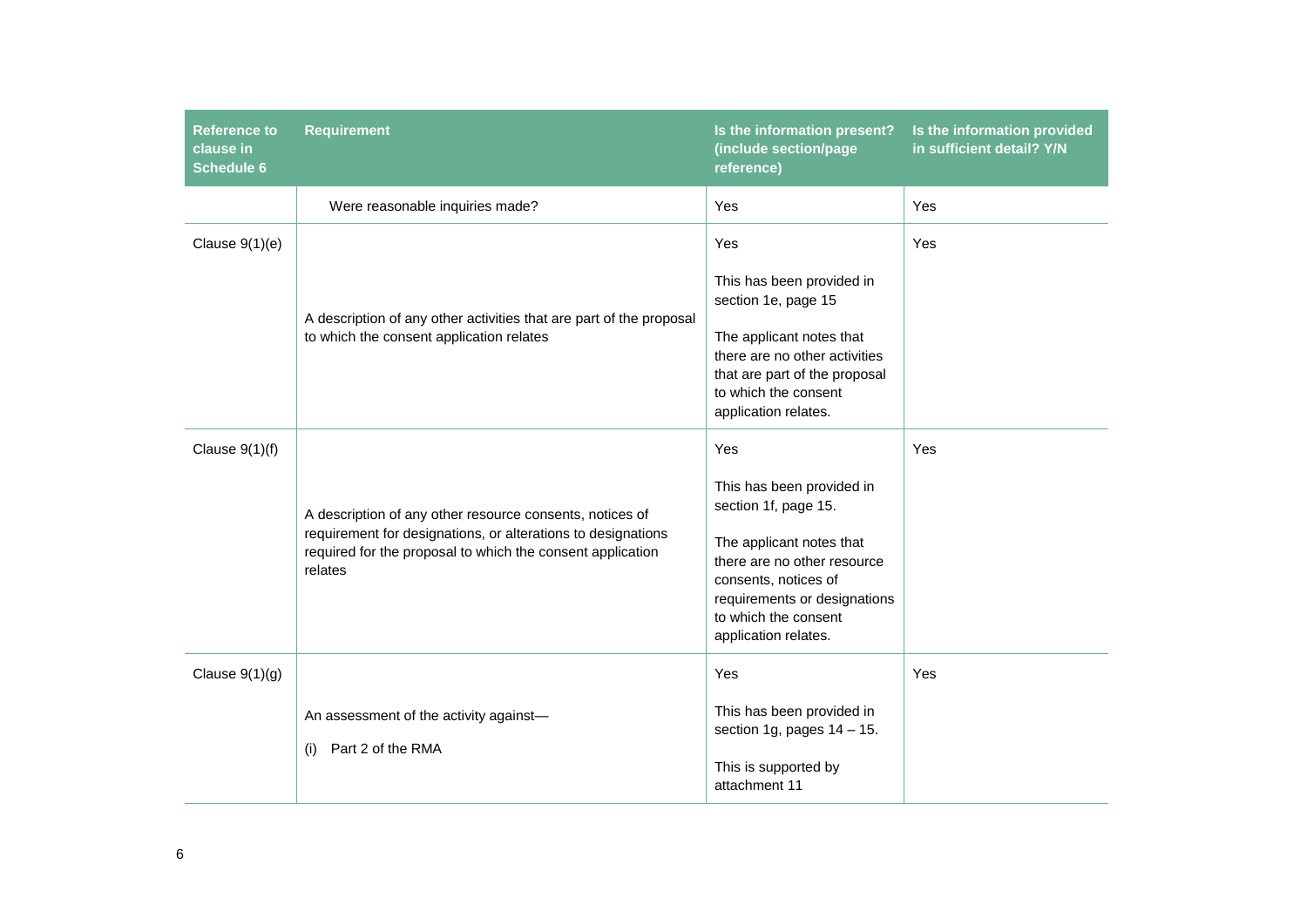| Reference to clause in Schedule 6 | Requirement | Is the information present? (include section/page reference) | Is the information provided in sufficient detail? Y/N |
|---|---|---|---|
| | Were reasonable inquiries made? | Yes | Yes |
| Clause 9(1)(e) | A description of any other activities that are part of the proposal to which the consent application relates | Yes<br><br>This has been provided in section 1e, page 15<br><br>The applicant notes that there are no other activities that are part of the proposal to which the consent application relates. | Yes |
| Clause 9(1)(f) | A description of any other resource consents, notices of requirement for designations, or alterations to designations required for the proposal to which the consent application relates | Yes<br><br>This has been provided in section 1f, page 15.<br><br>The applicant notes that there are no other resource consents, notices of requirements or designations to which the consent application relates. | Yes |
| Clause 9(1)(g) | An assessment of the activity against—<br><br>(i) Part 2 of the RMA | Yes<br><br>This has been provided in section 1g, pages 14 – 15.<br><br>This is supported by attachment 11 | Yes |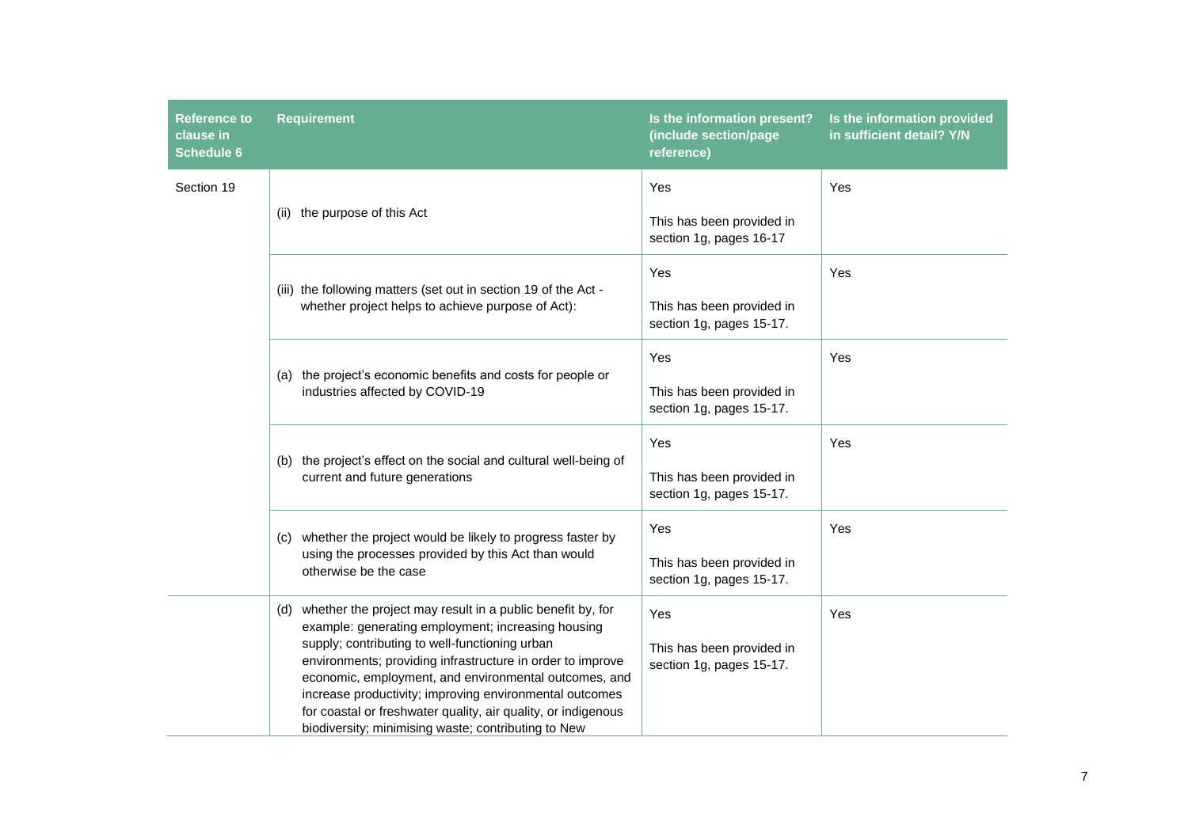| Reference to clause in Schedule 6 | Requirement | Is the information present? (include section/page reference) | Is the information provided in sufficient detail? Y/N |
|---|---|---|---|
| Section 19 | (ii) the purpose of this Act | Yes<br><br>This has been provided in section 1g, pages 16-17 | Yes |
| | (iii) the following matters (set out in section 19 of the Act - whether project helps to achieve purpose of Act): | Yes<br><br>This has been provided in section 1g, pages 15-17. | Yes |
| | (a) the project's economic benefits and costs for people or industries affected by COVID-19 | Yes<br><br>This has been provided in section 1g, pages 15-17. | Yes |
| | (b) the project's effect on the social and cultural well-being of current and future generations | Yes<br><br>This has been provided in section 1g, pages 15-17. | Yes |
| | (c) whether the project would be likely to progress faster by using the processes provided by this Act than would otherwise be the case | Yes<br><br>This has been provided in section 1g, pages 15-17. | Yes |
| | (d) whether the project may result in a public benefit by, for example: generating employment; increasing housing supply; contributing to well-functioning urban environments; providing infrastructure in order to improve economic, employment, and environmental outcomes, and increase productivity; improving environmental outcomes for coastal or freshwater quality, air quality, or indigenous biodiversity; minimising waste; contributing to New | Yes<br><br>This has been provided in section 1g, pages 15-17. | Yes |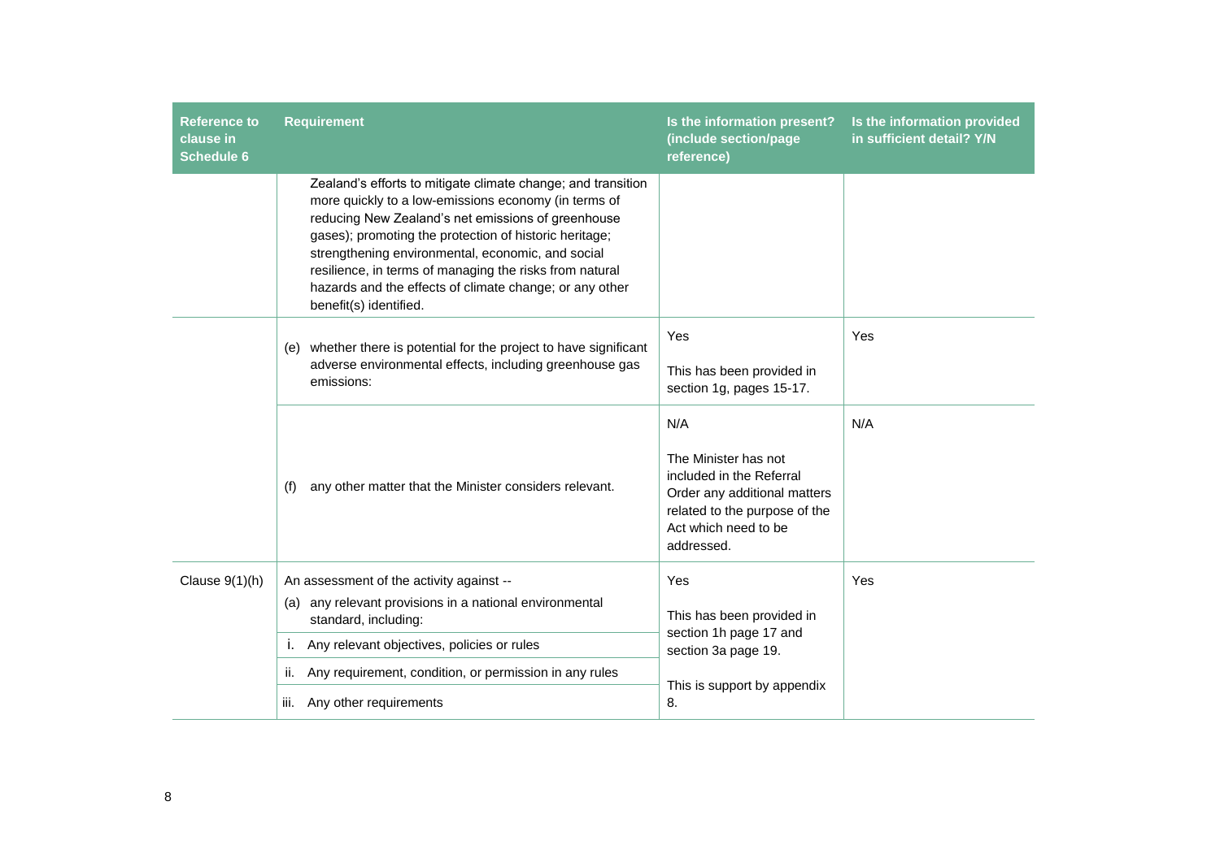| Reference to clause in Schedule 6 | Requirement | Is the information present? (include section/page reference) | Is the information provided in sufficient detail? Y/N |
|---|---|---|---|
| | Zealand's efforts to mitigate climate change; and transition more quickly to a low-emissions economy (in terms of reducing New Zealand's net emissions of greenhouse gases); promoting the protection of historic heritage; strengthening environmental, economic, and social resilience, in terms of managing the risks from natural hazards and the effects of climate change; or any other benefit(s) identified. | | |
| | (e) whether there is potential for the project to have significant adverse environmental effects, including greenhouse gas emissions: | Yes<br><br>This has been provided in section 1g, pages 15-17. | Yes |
| | (f) any other matter that the Minister considers relevant. | N/A<br><br>The Minister has not included in the Referral Order any additional matters related to the purpose of the Act which need to be addressed. | N/A |
| Clause 9(1)(h) | An assessment of the activity against --<br>(a) any relevant provisions in a national environmental standard, including:<br>i. Any relevant objectives, policies or rules<br>ii. Any requirement, condition, or permission in any rules<br>iii. Any other requirements | Yes<br><br>This has been provided in section 1h page 17 and section 3a page 19.<br><br>This is support by appendix 8. | Yes |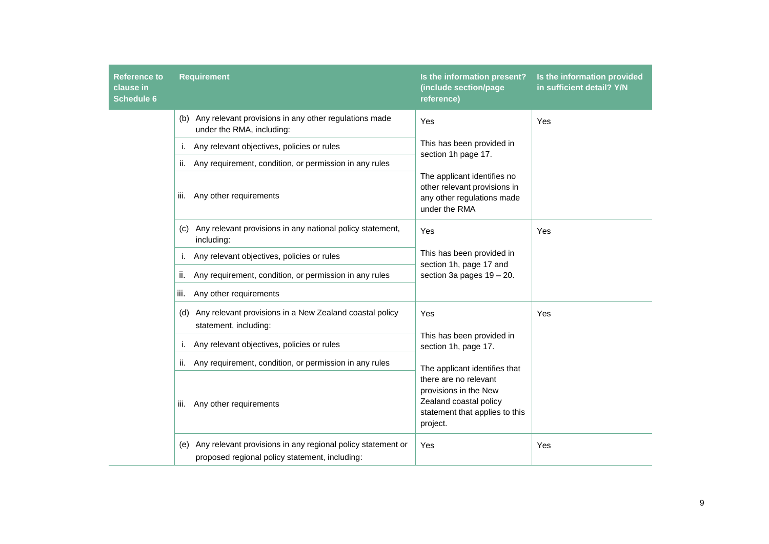| Reference to clause in Schedule 6 | Requirement | Is the information present? (include section/page reference) | Is the information provided in sufficient detail? Y/N |
| --- | --- | --- | --- |
| | (b) Any relevant provisions in any other regulations made under the RMA, including: | Yes | Yes |
| | i. Any relevant objectives, policies or rules | This has been provided in section 1h page 17. | |
| | ii. Any requirement, condition, or permission in any rules | | |
| | iii. Any other requirements | The applicant identifies no other relevant provisions in any other regulations made under the RMA | |
| | (c) Any relevant provisions in any national policy statement, including: | Yes | Yes |
| | i. Any relevant objectives, policies or rules | This has been provided in section 1h, page 17 and section 3a pages 19 – 20. | |
| | ii. Any requirement, condition, or permission in any rules | | |
| | iii. Any other requirements | | |
| | (d) Any relevant provisions in a New Zealand coastal policy statement, including: | Yes | Yes |
| | i. Any relevant objectives, policies or rules | This has been provided in section 1h, page 17. | |
| | ii. Any requirement, condition, or permission in any rules | The applicant identifies that there are no relevant provisions in the New Zealand coastal policy statement that applies to this project. | |
| | iii. Any other requirements | | |
| | (e) Any relevant provisions in any regional policy statement or proposed regional policy statement, including: | Yes | Yes |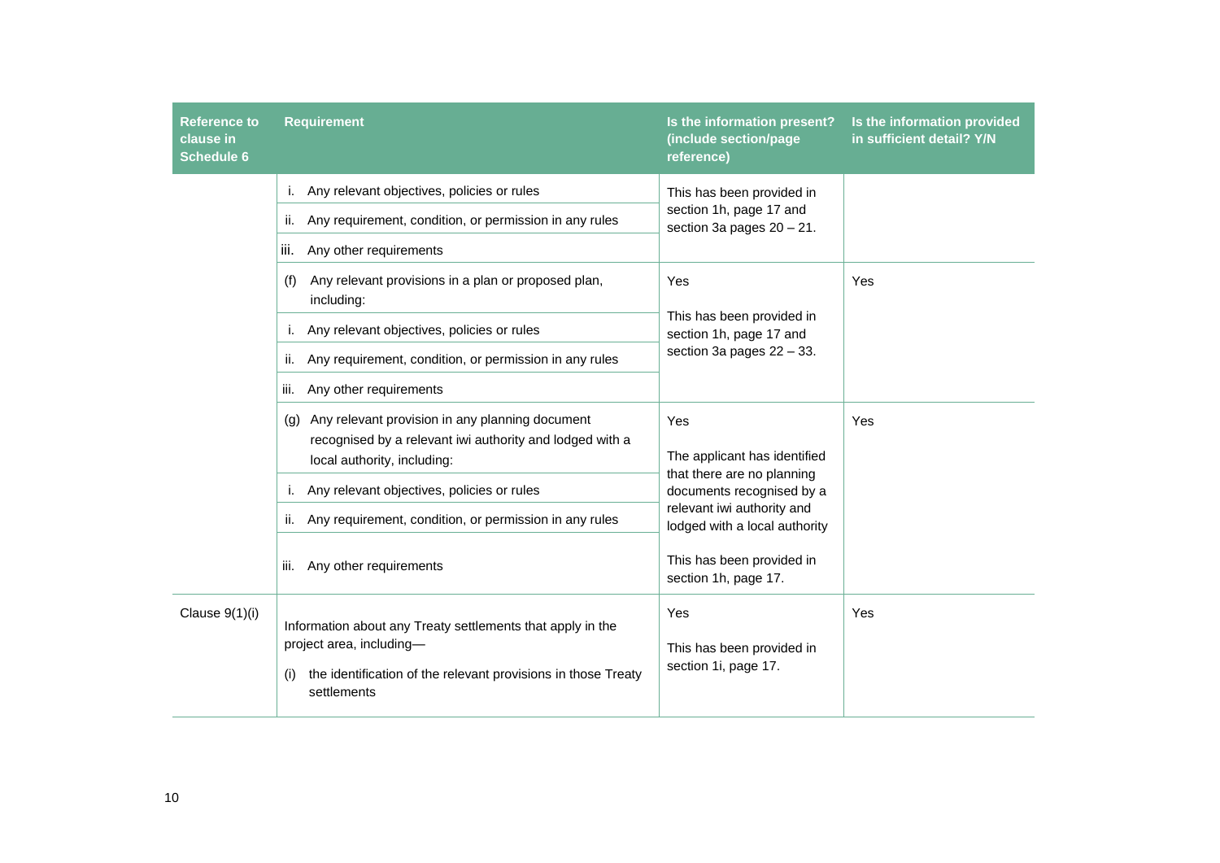| Reference to clause in Schedule 6 | Requirement | Is the information present? (include section/page reference) | Is the information provided in sufficient detail? Y/N |
|---|---|---|---|
| | i. Any relevant objectives, policies or rules<br>ii. Any requirement, condition, or permission in any rules<br>iii. Any other requirements | This has been provided in section 1h, page 17 and section 3a pages 20 – 21. | |
| | (f) Any relevant provisions in a plan or proposed plan, including:<br>i. Any relevant objectives, policies or rules<br>ii. Any requirement, condition, or permission in any rules<br>iii. Any other requirements | Yes<br><br>This has been provided in section 1h, page 17 and section 3a pages 22 – 33. | Yes |
| | (g) Any relevant provision in any planning document recognised by a relevant iwi authority and lodged with a local authority, including:<br>i. Any relevant objectives, policies or rules<br>ii. Any requirement, condition, or permission in any rules<br>iii. Any other requirements | Yes<br><br>The applicant has identified that there are no planning documents recognised by a relevant iwi authority and lodged with a local authority<br><br>This has been provided in section 1h, page 17. | Yes |
| Clause 9(1)(i) | Information about any Treaty settlements that apply in the project area, including—<br>(i) the identification of the relevant provisions in those Treaty settlements | Yes<br><br>This has been provided in section 1i, page 17. | Yes |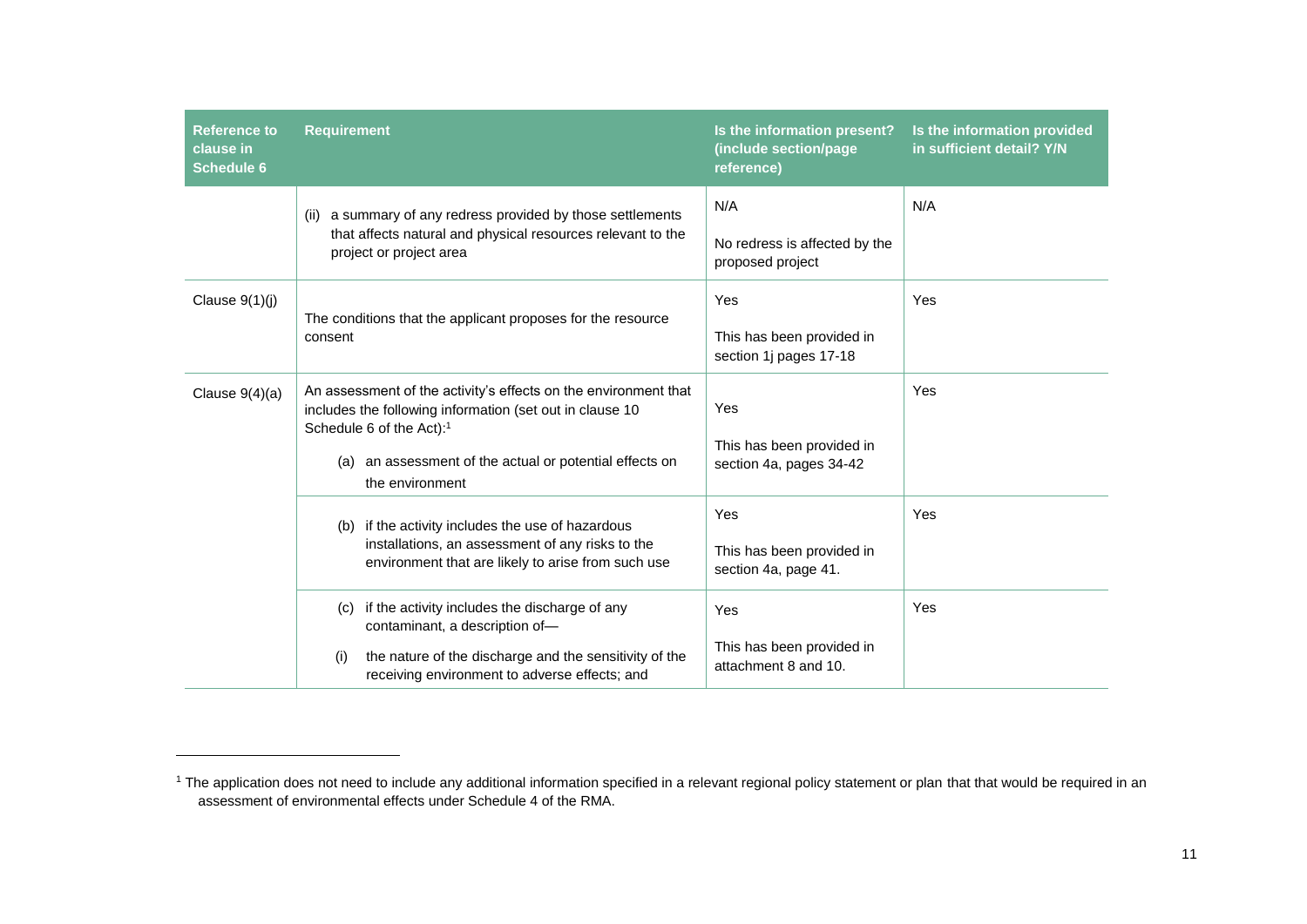| Reference to clause in Schedule 6 | Requirement | Is the information present? (include section/page reference) | Is the information provided in sufficient detail? Y/N |
|---|---|---|---|
| | (ii) a summary of any redress provided by those settlements that affects natural and physical resources relevant to the project or project area | N/A<br><br>No redress is affected by the proposed project | N/A |
| Clause 9(1)(j) | The conditions that the applicant proposes for the resource consent | Yes<br><br>This has been provided in section 1j pages 17-18 | Yes |
| Clause 9(4)(a) | An assessment of the activity's effects on the environment that includes the following information (set out in clause 10 Schedule 6 of the Act):[1]<br><br>(a) an assessment of the actual or potential effects on the environment | Yes<br><br>This has been provided in section 4a, pages 34-42 | Yes |
| | (b) if the activity includes the use of hazardous installations, an assessment of any risks to the environment that are likely to arise from such use | Yes<br><br>This has been provided in section 4a, page 41. | Yes |
| | (c) if the activity includes the discharge of any contaminant, a description of—<br><br>(i) the nature of the discharge and the sensitivity of the receiving environment to adverse effects; and | Yes<br><br>This has been provided in attachment 8 and 10. | Yes |

[1] The application does not need to include any additional information specified in a relevant regional policy statement or plan that that would be required in an assessment of environmental effects under Schedule 4 of the RMA.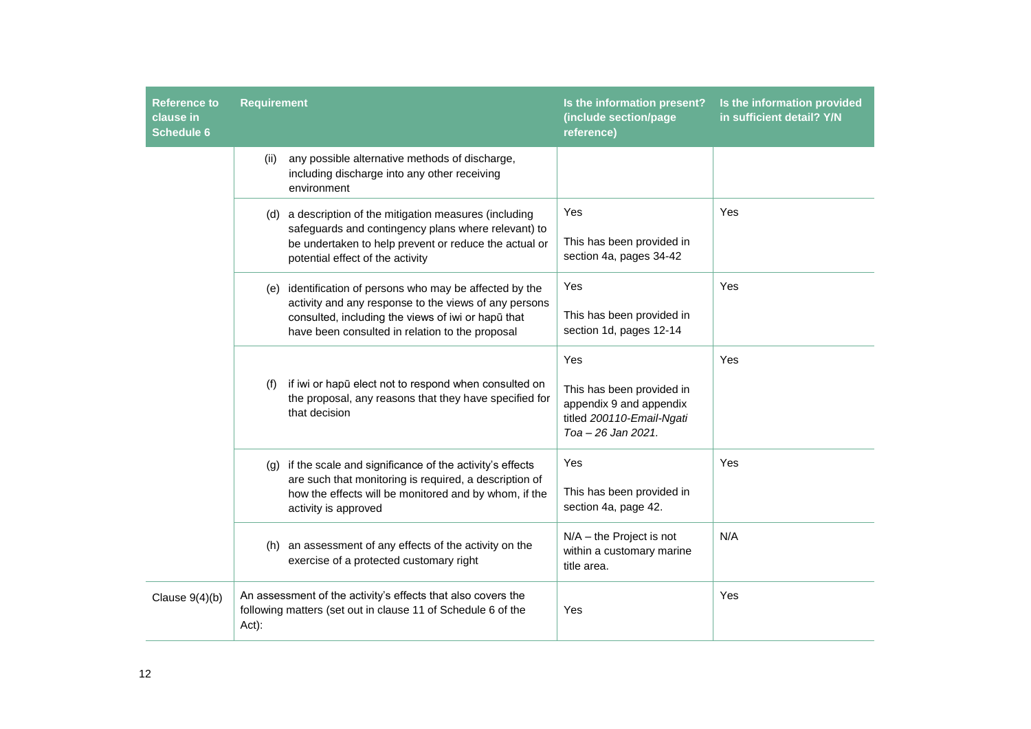| Reference to clause in Schedule 6 | Requirement | Is the information present? (include section/page reference) | Is the information provided in sufficient detail? Y/N |
|---|---|---|---|
| | (ii) any possible alternative methods of discharge, including discharge into any other receiving environment | | |
| | (d) a description of the mitigation measures (including safeguards and contingency plans where relevant) to be undertaken to help prevent or reduce the actual or potential effect of the activity | Yes<br><br>This has been provided in section 4a, pages 34-42 | Yes |
| | (e) identification of persons who may be affected by the activity and any response to the views of any persons consulted, including the views of iwi or hapū that have been consulted in relation to the proposal | Yes<br><br>This has been provided in section 1d, pages 12-14 | Yes |
| | (f) if iwi or hapū elect not to respond when consulted on the proposal, any reasons that they have specified for that decision | Yes<br><br>This has been provided in appendix 9 and appendix titled *200110-Email-Ngati Toa – 26 Jan 2021.* | Yes |
| | (g) if the scale and significance of the activity's effects are such that monitoring is required, a description of how the effects will be monitored and by whom, if the activity is approved | Yes<br><br>This has been provided in section 4a, page 42. | Yes |
| | (h) an assessment of any effects of the activity on the exercise of a protected customary right | N/A – the Project is not within a customary marine title area. | N/A |
| Clause 9(4)(b) | An assessment of the activity's effects that also covers the following matters (set out in clause 11 of Schedule 6 of the Act): | Yes | Yes |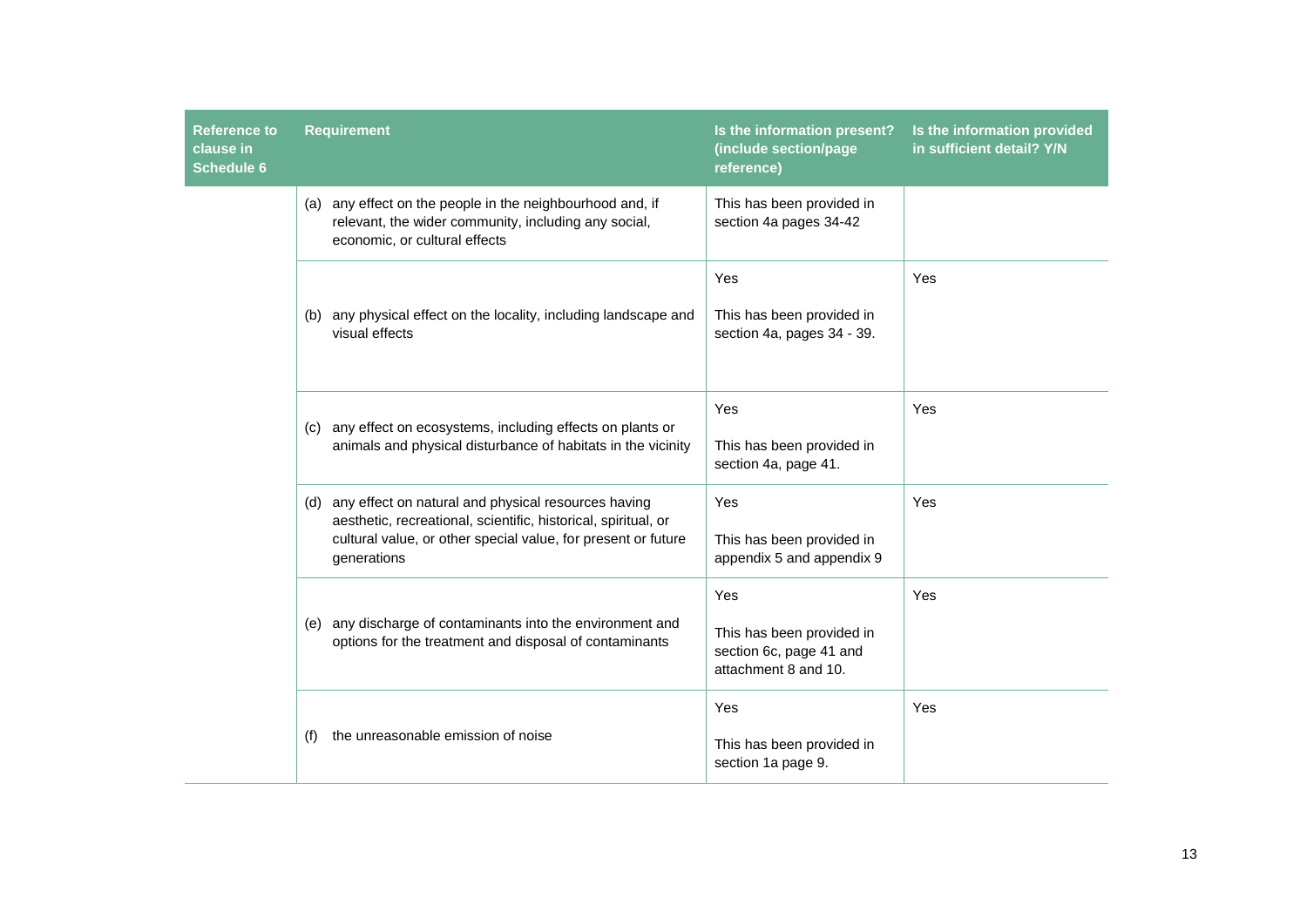| Reference to clause in Schedule 6 | Requirement | Is the information present? (include section/page reference) | Is the information provided in sufficient detail? Y/N |
|---|---|---|---|
| | (a) any effect on the people in the neighbourhood and, if relevant, the wider community, including any social, economic, or cultural effects | This has been provided in section 4a pages 34-42 | |
| | (b) any physical effect on the locality, including landscape and visual effects | Yes<br><br>This has been provided in section 4a, pages 34 - 39. | Yes |
| | (c) any effect on ecosystems, including effects on plants or animals and physical disturbance of habitats in the vicinity | Yes<br><br>This has been provided in section 4a, page 41. | Yes |
| | (d) any effect on natural and physical resources having aesthetic, recreational, scientific, historical, spiritual, or cultural value, or other special value, for present or future generations | Yes<br><br>This has been provided in appendix 5 and appendix 9 | Yes |
| | (e) any discharge of contaminants into the environment and options for the treatment and disposal of contaminants | Yes<br><br>This has been provided in section 6c, page 41 and attachment 8 and 10. | Yes |
| | (f) the unreasonable emission of noise | Yes<br><br>This has been provided in section 1a page 9. | Yes |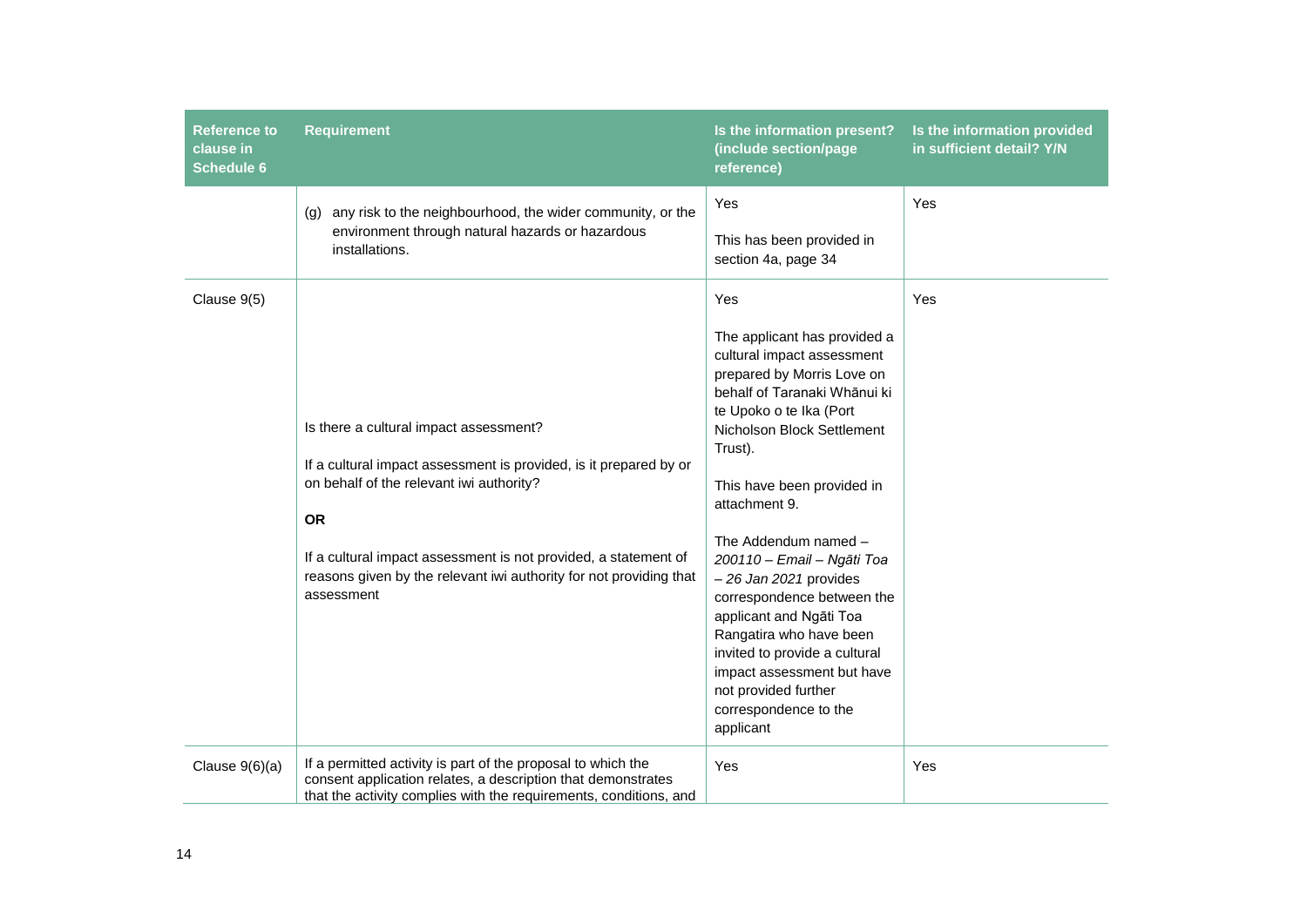| Reference to clause in Schedule 6 | Requirement | Is the information present? (include section/page reference) | Is the information provided in sufficient detail? Y/N |
|---|---|---|---|
| | (g) any risk to the neighbourhood, the wider community, or the environment through natural hazards or hazardous installations. | Yes<br><br>This has been provided in section 4a, page 34 | Yes |
| Clause 9(5) | Is there a cultural impact assessment?<br><br>If a cultural impact assessment is provided, is it prepared by or on behalf of the relevant iwi authority?<br><br>**OR**<br><br>If a cultural impact assessment is not provided, a statement of reasons given by the relevant iwi authority for not providing that assessment | Yes<br><br>The applicant has provided a cultural impact assessment prepared by Morris Love on behalf of Taranaki Whānui ki te Upoko o te Ika (Port Nicholson Block Settlement Trust).<br><br>This have been provided in attachment 9.<br><br>The Addendum named – *200110 – Email – Ngāti Toa – 26 Jan 2021* provides correspondence between the applicant and Ngāti Toa Rangatira who have been invited to provide a cultural impact assessment but have not provided further correspondence to the applicant | Yes |
| Clause 9(6)(a) | If a permitted activity is part of the proposal to which the consent application relates, a description that demonstrates that the activity complies with the requirements, conditions, and | Yes | Yes |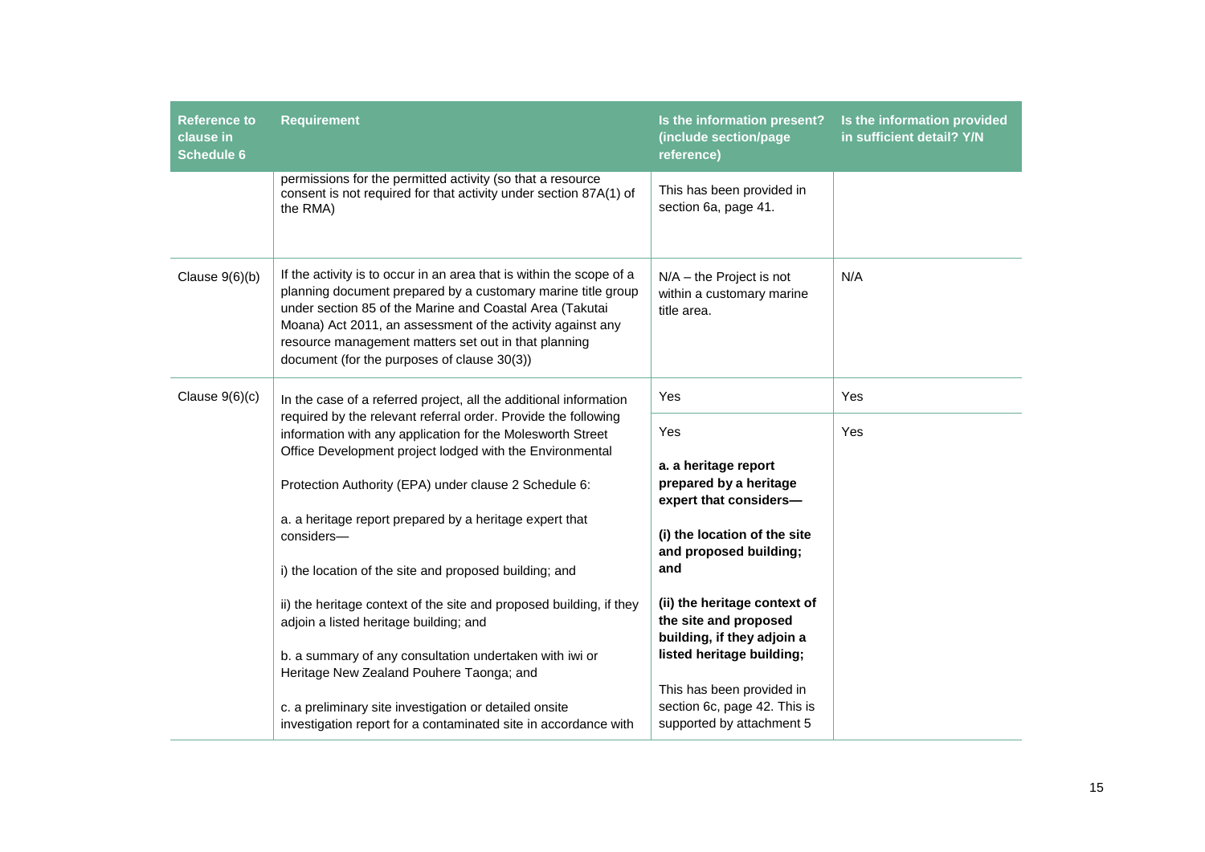| Reference to clause in Schedule 6 | Requirement | Is the information present? (include section/page reference) | Is the information provided in sufficient detail? Y/N |
|---|---|---|---|
| | permissions for the permitted activity (so that a resource consent is not required for that activity under section 87A(1) of the RMA) | This has been provided in section 6a, page 41. | |
| Clause 9(6)(b) | If the activity is to occur in an area that is within the scope of a planning document prepared by a customary marine title group under section 85 of the Marine and Coastal Area (Takutai Moana) Act 2011, an assessment of the activity against any resource management matters set out in that planning document (for the purposes of clause 30(3)) | N/A – the Project is not within a customary marine title area. | N/A |
| Clause 9(6)(c) | In the case of a referred project, all the additional information required by the relevant referral order. Provide the following information with any application for the Molesworth Street Office Development project lodged with the Environmental Protection Authority (EPA) under clause 2 Schedule 6:<br><br>a. a heritage report prepared by a heritage expert that considers—<br><br>i) the location of the site and proposed building; and<br><br>ii) the heritage context of the site and proposed building, if they adjoin a listed heritage building; and<br><br>b. a summary of any consultation undertaken with iwi or Heritage New Zealand Pouhere Taonga; and<br><br>c. a preliminary site investigation or detailed onsite investigation report for a contaminated site in accordance with | Yes | Yes |
| | | Yes<br><br>**a. a heritage report prepared by a heritage expert that considers—**<br><br>**(i) the location of the site and proposed building; and**<br><br>**(ii) the heritage context of the site and proposed building, if they adjoin a listed heritage building;**<br><br>This has been provided in section 6c, page 42. This is supported by attachment 5 | Yes |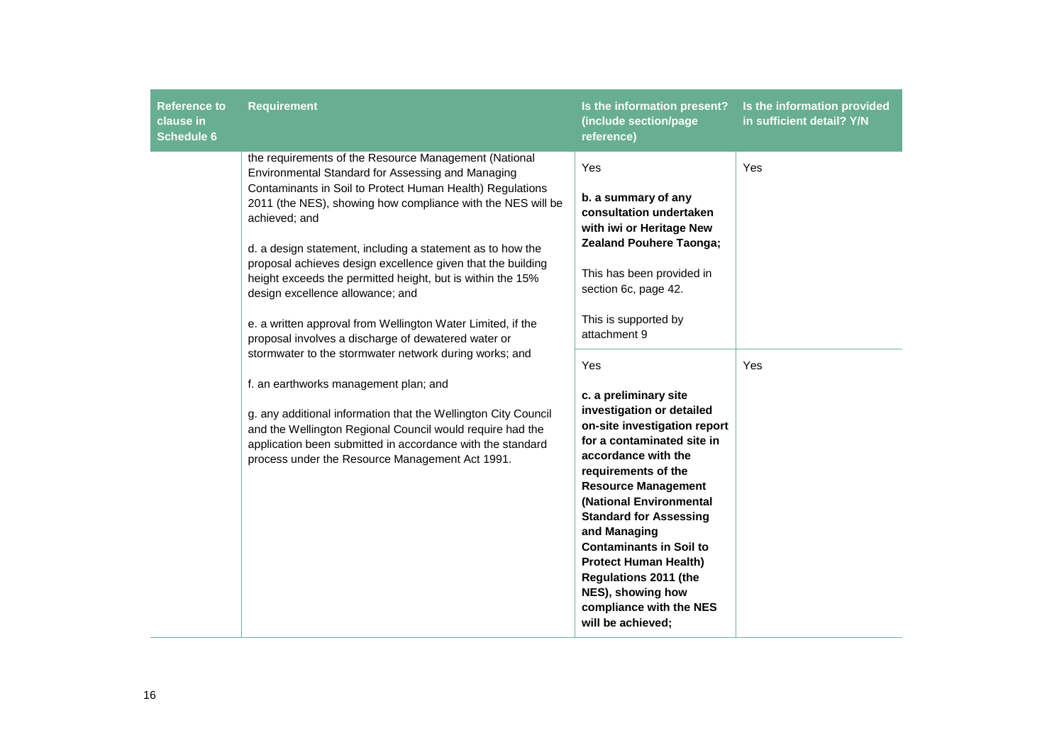| Reference to clause in Schedule 6 | Requirement | Is the information present? (include section/page reference) | Is the information provided in sufficient detail? Y/N |
|---|---|---|---|
| | the requirements of the Resource Management (National Environmental Standard for Assessing and Managing Contaminants in Soil to Protect Human Health) Regulations 2011 (the NES), showing how compliance with the NES will be achieved; and<br><br>d. a design statement, including a statement as to how the proposal achieves design excellence given that the building height exceeds the permitted height, but is within the 15% design excellence allowance; and<br><br>e. a written approval from Wellington Water Limited, if the proposal involves a discharge of dewatered water or stormwater to the stormwater network during works; and<br><br>f. an earthworks management plan; and<br><br>g. any additional information that the Wellington City Council and the Wellington Regional Council would require had the application been submitted in accordance with the standard process under the Resource Management Act 1991. | Yes<br><br>**b. a summary of any consultation undertaken with iwi or Heritage New Zealand Pouhere Taonga;**<br><br>This has been provided in section 6c, page 42.<br><br>This is supported by attachment 9 | Yes |
| | | Yes<br><br>**c. a preliminary site investigation or detailed on-site investigation report for a contaminated site in accordance with the requirements of the Resource Management (National Environmental Standard for Assessing and Managing Contaminants in Soil to Protect Human Health) Regulations 2011 (the NES), showing how compliance with the NES will be achieved;** | Yes |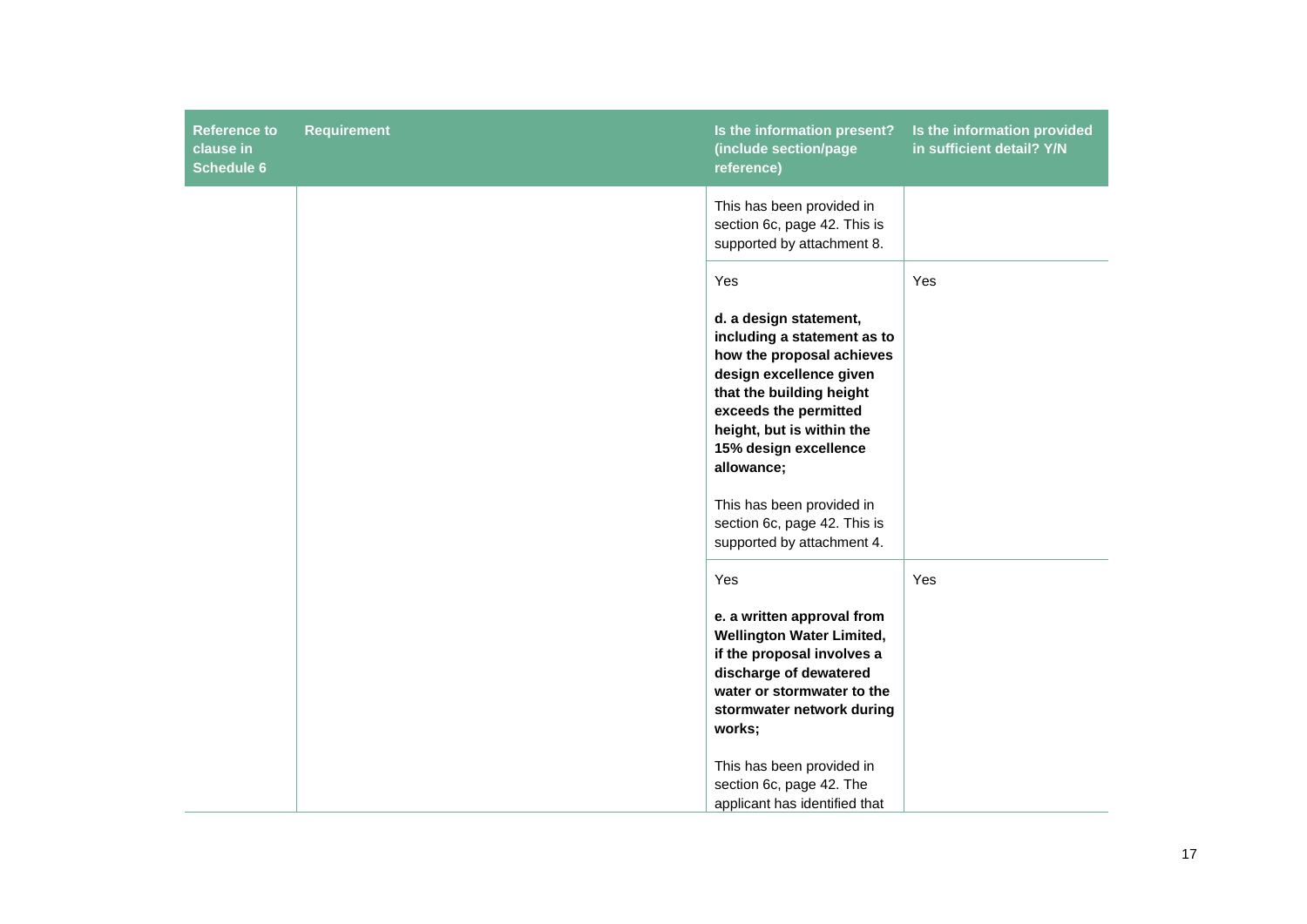| Reference to clause in Schedule 6 | Requirement | Is the information present? (include section/page reference) | Is the information provided in sufficient detail? Y/N |
|---|---|---|---|
| | | This has been provided in section 6c, page 42. This is supported by attachment 8. | |
| | | Yes<br><br>**d. a design statement, including a statement as to how the proposal achieves design excellence given that the building height exceeds the permitted height, but is within the 15% design excellence allowance;**<br><br>This has been provided in section 6c, page 42. This is supported by attachment 4. | Yes |
| | | Yes<br><br>**e. a written approval from Wellington Water Limited, if the proposal involves a discharge of dewatered water or stormwater to the stormwater network during works;**<br><br>This has been provided in section 6c, page 42. The applicant has identified that | Yes |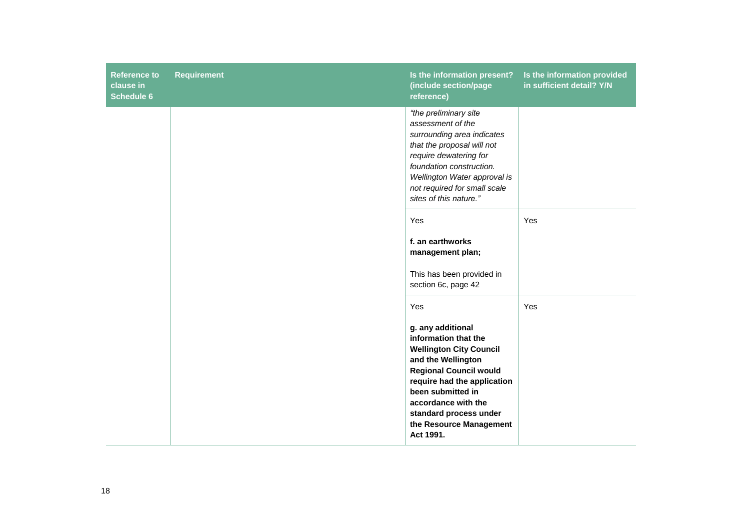| Reference to clause in Schedule 6 | Requirement | Is the information present? (include section/page reference) | Is the information provided in sufficient detail? Y/N |
| --- | --- | --- | --- |
| | | *"the preliminary site assessment of the surrounding area indicates that the proposal will not require dewatering for foundation construction. Wellington Water approval is not required for small scale sites of this nature."* | |
| | | Yes<br><br>**f. an earthworks management plan;**<br><br>This has been provided in section 6c, page 42 | Yes |
| | | Yes<br><br>**g. any additional information that the Wellington City Council and the Wellington Regional Council would require had the application been submitted in accordance with the standard process under the Resource Management Act 1991.** | Yes |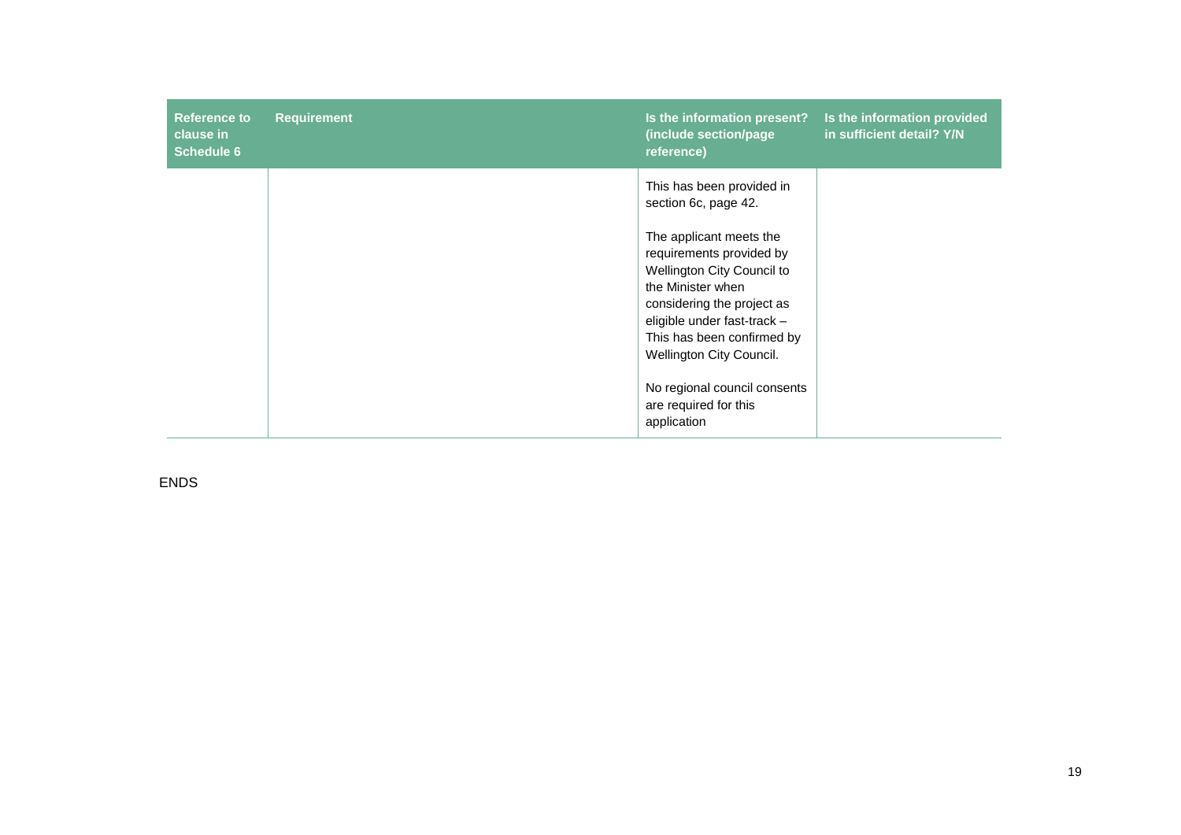| Reference to clause in Schedule 6 | Requirement | Is the information present? (include section/page reference) | Is the information provided in sufficient detail? Y/N |
| --- | --- | --- | --- |
| | | This has been provided in section 6c, page 42.<br><br>The applicant meets the requirements provided by Wellington City Council to the Minister when considering the project as eligible under fast-track – This has been confirmed by Wellington City Council.<br><br>No regional council consents are required for this application | |

ENDS